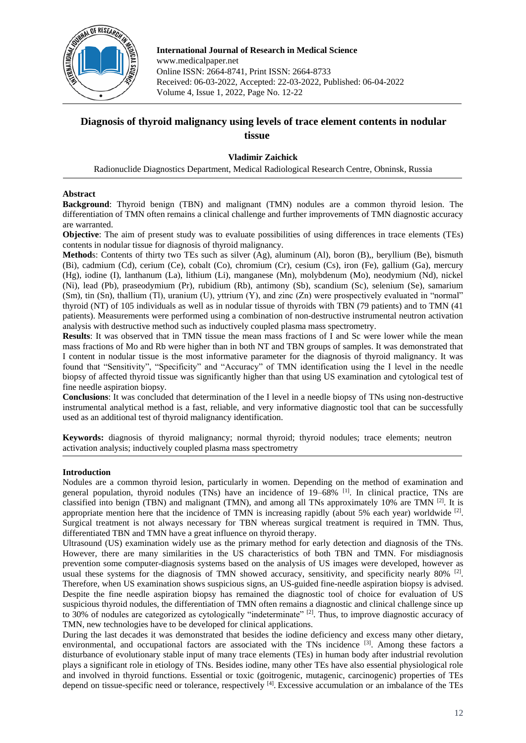# Diagnosis of thyroid malignancy using levels of trace element contents in nodular tissue

**Vladimir Zaichick**

Radionuclide Diagnostics Department, Medical Radiological Research Centre, Obninsk, Russia

## Abstract

**Background**: Thyroid benign (TBN) and malignant (TMN) nodules are a common thyroid lesion. The differentiation of TMN often remains a clinical challenge and further improvements of TMN diagnostic accuracy are warranted.

**Objective**: The aim of present study was to evaluate possibilities of using differences in trace elements (TEs) contents in nodular tissue for diagnosis of thyroid malignancy.

**Methods**: Contents of thirty two TEs such as silver (Ag), aluminum (Al), boron (B),, beryllium (Be), bismuth (Bi), cadmium (Cd), cerium (Ce), cobalt (Co), chromium (Cr), cesium (Cs), iron (Fe), gallium (Ga), mercury (Hg), iodine (I), lanthanum (La), lithium (Li), manganese (Mn), molybdenum (Mo), neodymium (Nd), nickel (Ni), lead (Pb), praseodymium (Pr), rubidium (Rb), antimony (Sb), scandium (Sc), selenium (Se), samarium (Sm), tin (Sn), thallium (Tl), uranium (U), yttrium (Y), and zinc (Zn) were prospectively evaluated in "normal" thyroid (NT) of 105 individuals as well as in nodular tissue of thyroids with TBN (79 patients) and to TMN (41 patients). Measurements were performed using a combination of non-destructive instrumental neutron activation analysis with destructive method such as inductively coupled plasma mass spectrometry.

**Results**: It was observed that in TMN tissue the mean mass fractions of I and Sc were lower while the mean mass fractions of Mo and Rb were higher than in both NT and TBN groups of samples. It was demonstrated that I content in nodular tissue is the most informative parameter for the diagnosis of thyroid malignancy. It was found that "Sensitivity", "Specificity" and "Accuracy" of TMN identification using the I level in the needle biopsy of affected thyroid tissue was significantly higher than that using US examination and cytological test of fine needle aspiration biopsy.

**Conclusions**: It was concluded that determination of the I level in a needle biopsy of TNs using non-destructive instrumental analytical method is a fast, reliable, and very informative diagnostic tool that can be successfully used as an additional test of thyroid malignancy identification.

**Keywords:** diagnosis of thyroid malignancy; normal thyroid; thyroid nodules; trace elements; neutron activation analysis; inductively coupled plasma mass spectrometry

## Introduction

Nodules are a common thyroid lesion, particularly in women. Depending on the method of examination and general population, thyroid nodules (TNs) have an incidence of 19–68% [1]. In clinical practice, TNs are classified into benign (TBN) and malignant (TMN), and among all TNs approximately 10% are TMN [2]. It is appropriate mention here that the incidence of TMN is increasing rapidly (about 5% each year) worldwide [2]. Surgical treatment is not always necessary for TBN whereas surgical treatment is required in TMN. Thus, differentiated TBN and TMN have a great influence on thyroid therapy.

Ultrasound (US) examination widely use as the primary method for early detection and diagnosis of the TNs. However, there are many similarities in the US characteristics of both TBN and TMN. For misdiagnosis prevention some computer-diagnosis systems based on the analysis of US images were developed, however as usual these systems for the diagnosis of TMN showed accuracy, sensitivity, and specificity nearly 80% [2]. Therefore, when US examination shows suspicious signs, an US-guided fine-needle aspiration biopsy is advised. Despite the fine needle aspiration biopsy has remained the diagnostic tool of choice for evaluation of US suspicious thyroid nodules, the differentiation of TMN often remains a diagnostic and clinical challenge since up to 30% of nodules are categorized as cytologically "indeterminate" [2]. Thus, to improve diagnostic accuracy of TMN, new technologies have to be developed for clinical applications.

During the last decades it was demonstrated that besides the iodine deficiency and excess many other dietary, environmental, and occupational factors are associated with the TNs incidence [3]. Among these factors a disturbance of evolutionary stable input of many trace elements (TEs) in human body after industrial revolution plays a significant role in etiology of TNs. Besides iodine, many other TEs have also essential physiological role and involved in thyroid functions. Essential or toxic (goitrogenic, mutagenic, carcinogenic) properties of TEs depend on tissue-specific need or tolerance, respectively [4]. Excessive accumulation or an imbalance of the TEs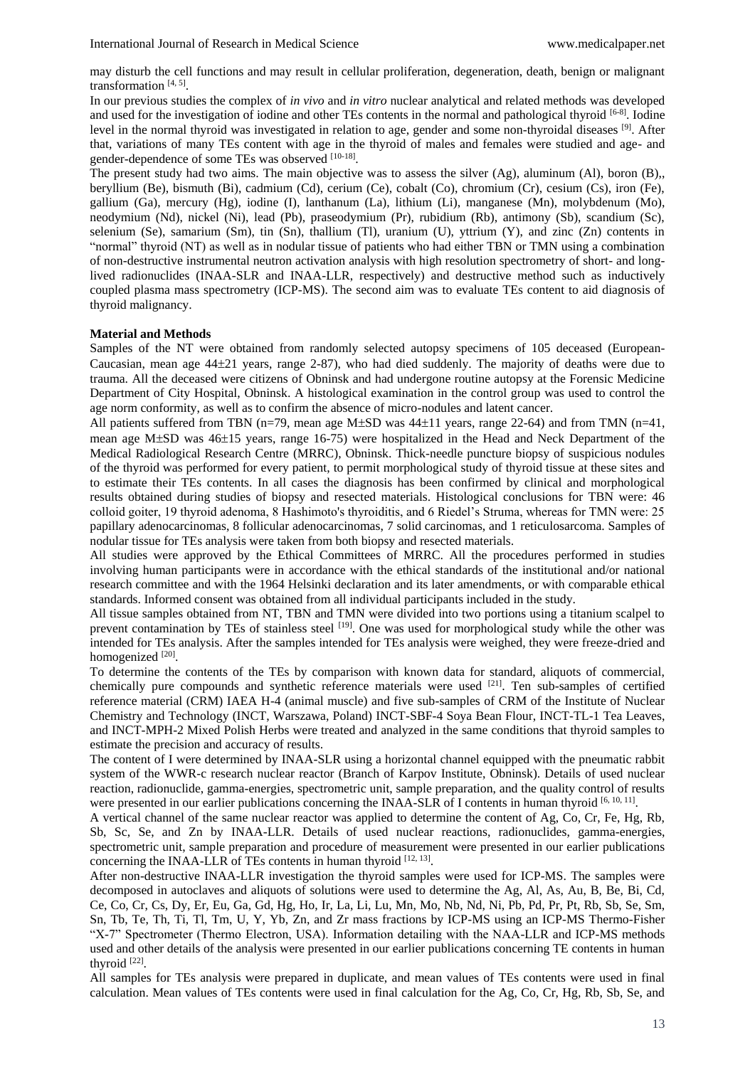may disturb the cell functions and may result in cellular proliferation, degeneration, death, benign or malignant transformation [4, 5].

In our previous studies the complex of *in vivo* and *in vitro* nuclear analytical and related methods was developed and used for the investigation of iodine and other TEs contents in the normal and pathological thyroid [6-8]. Iodine level in the normal thyroid was investigated in relation to age, gender and some non-thyroidal diseases [9]. After that, variations of many TEs content with age in the thyroid of males and females were studied and age- and gender-dependence of some TEs was observed [10-18].

The present study had two aims. The main objective was to assess the silver (Ag), aluminum (Al), boron (B),, beryllium (Be), bismuth (Bi), cadmium (Cd), cerium (Ce), cobalt (Co), chromium (Cr), cesium (Cs), iron (Fe), gallium (Ga), mercury (Hg), iodine (I), lanthanum (La), lithium (Li), manganese (Mn), molybdenum (Mo), neodymium (Nd), nickel (Ni), lead (Pb), praseodymium (Pr), rubidium (Rb), antimony (Sb), scandium (Sc), selenium (Se), samarium (Sm), tin (Sn), thallium (Tl), uranium (U), yttrium (Y), and zinc (Zn) contents in "normal" thyroid (NT) as well as in nodular tissue of patients who had either TBN or TMN using a combination of non-destructive instrumental neutron activation analysis with high resolution spectrometry of short- and long-lived radionuclides (INAA-SLR and INAA-LLR, respectively) and destructive method such as inductively coupled plasma mass spectrometry (ICP-MS). The second aim was to evaluate TEs content to aid diagnosis of thyroid malignancy.

## Material and Methods

Samples of the NT were obtained from randomly selected autopsy specimens of 105 deceased (European-Caucasian, mean age 44±21 years, range 2-87), who had died suddenly. The majority of deaths were due to trauma. All the deceased were citizens of Obninsk and had undergone routine autopsy at the Forensic Medicine Department of City Hospital, Obninsk. A histological examination in the control group was used to control the age norm conformity, as well as to confirm the absence of micro-nodules and latent cancer.

All patients suffered from TBN (n=79, mean age M±SD was 44±11 years, range 22-64) and from TMN (n=41, mean age M±SD was 46±15 years, range 16-75) were hospitalized in the Head and Neck Department of the Medical Radiological Research Centre (MRRC), Obninsk. Thick-needle puncture biopsy of suspicious nodules of the thyroid was performed for every patient, to permit morphological study of thyroid tissue at these sites and to estimate their TEs contents. In all cases the diagnosis has been confirmed by clinical and morphological results obtained during studies of biopsy and resected materials. Histological conclusions for TBN were: 46 colloid goiter, 19 thyroid adenoma, 8 Hashimoto's thyroiditis, and 6 Riedel's Struma, whereas for TMN were: 25 papillary adenocarcinomas, 8 follicular adenocarcinomas, 7 solid carcinomas, and 1 reticulosarcoma. Samples of nodular tissue for TEs analysis were taken from both biopsy and resected materials.

All studies were approved by the Ethical Committees of MRRC. All the procedures performed in studies involving human participants were in accordance with the ethical standards of the institutional and/or national research committee and with the 1964 Helsinki declaration and its later amendments, or with comparable ethical standards. Informed consent was obtained from all individual participants included in the study.

All tissue samples obtained from NT, TBN and TMN were divided into two portions using a titanium scalpel to prevent contamination by TEs of stainless steel [19]. One was used for morphological study while the other was intended for TEs analysis. After the samples intended for TEs analysis were weighed, they were freeze-dried and homogenized [20].

To determine the contents of the TEs by comparison with known data for standard, aliquots of commercial, chemically pure compounds and synthetic reference materials were used [21]. Ten sub-samples of certified reference material (CRM) IAEA H-4 (animal muscle) and five sub-samples of CRM of the Institute of Nuclear Chemistry and Technology (INCT, Warszawa, Poland) INCT-SBF-4 Soya Bean Flour, INCT-TL-1 Tea Leaves, and INCT-MPH-2 Mixed Polish Herbs were treated and analyzed in the same conditions that thyroid samples to estimate the precision and accuracy of results.

The content of I were determined by INAA-SLR using a horizontal channel equipped with the pneumatic rabbit system of the WWR-c research nuclear reactor (Branch of Karpov Institute, Obninsk). Details of used nuclear reaction, radionuclide, gamma-energies, spectrometric unit, sample preparation, and the quality control of results were presented in our earlier publications concerning the INAA-SLR of I contents in human thyroid [6, 10, 11].

A vertical channel of the same nuclear reactor was applied to determine the content of Ag, Co, Cr, Fe, Hg, Rb, Sb, Sc, Se, and Zn by INAA-LLR. Details of used nuclear reactions, radionuclides, gamma-energies, spectrometric unit, sample preparation and procedure of measurement were presented in our earlier publications concerning the INAA-LLR of TEs contents in human thyroid [12, 13].

After non-destructive INAA-LLR investigation the thyroid samples were used for ICP-MS. The samples were decomposed in autoclaves and aliquots of solutions were used to determine the Ag, Al, As, Au, B, Be, Bi, Cd, Ce, Co, Cr, Cs, Dy, Er, Eu, Ga, Gd, Hg, Ho, Ir, La, Li, Lu, Mn, Mo, Nb, Nd, Ni, Pb, Pd, Pr, Pt, Rb, Sb, Se, Sm, Sn, Tb, Te, Th, Ti, Tl, Tm, U, Y, Yb, Zn, and Zr mass fractions by ICP-MS using an ICP-MS Thermo-Fisher "X-7" Spectrometer (Thermo Electron, USA). Information detailing with the NAA-LLR and ICP-MS methods used and other details of the analysis were presented in our earlier publications concerning TE contents in human thyroid [22].

All samples for TEs analysis were prepared in duplicate, and mean values of TEs contents were used in final calculation. Mean values of TEs contents were used in final calculation for the Ag, Co, Cr, Hg, Rb, Sb, Se, and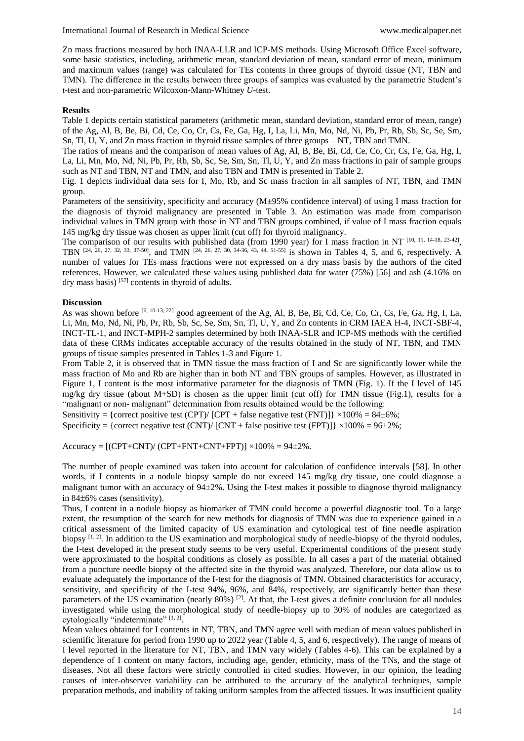Zn mass fractions measured by both INAA-LLR and ICP-MS methods. Using Microsoft Office Excel software, some basic statistics, including, arithmetic mean, standard deviation of mean, standard error of mean, minimum and maximum values (range) was calculated for TEs contents in three groups of thyroid tissue (NT, TBN and TMN). The difference in the results between three groups of samples was evaluated by the parametric Student's *t*-test and non-parametric Wilcoxon-Mann-Whitney *U*-test.

## Results

Table 1 depicts certain statistical parameters (arithmetic mean, standard deviation, standard error of mean, range) of the Ag, Al, B, Be, Bi, Cd, Ce, Co, Cr, Cs, Fe, Ga, Hg, I, La, Li, Mn, Mo, Nd, Ni, Pb, Pr, Rb, Sb, Sc, Se, Sm, Sn, Tl, U, Y, and Zn mass fraction in thyroid tissue samples of three groups – NT, TBN and TMN.

The ratios of means and the comparison of mean values of Ag, Al, B, Be, Bi, Cd, Ce, Co, Cr, Cs, Fe, Ga, Hg, I, La, Li, Mn, Mo, Nd, Ni, Pb, Pr, Rb, Sb, Sc, Se, Sm, Sn, Tl, U, Y, and Zn mass fractions in pair of sample groups such as NT and TBN, NT and TMN, and also TBN and TMN is presented in Table 2.

Fig. 1 depicts individual data sets for I, Mo, Rb, and Sc mass fraction in all samples of NT, TBN, and TMN group.

Parameters of the sensitivity, specificity and accuracy (M±95% confidence interval) of using I mass fraction for the diagnosis of thyroid malignancy are presented in Table 3. An estimation was made from comparison individual values in TMN group with those in NT and TBN groups combined, if value of I mass fraction equals 145 mg/kg dry tissue was chosen as upper limit (cut off) for thyroid malignancy.

The comparison of our results with published data (from 1990 year) for I mass fraction in NT [10, 11, 14-18, 23-42], TBN [24, 26, 27, 32, 33, 37-50], and TMN [24, 26, 27, 30, 34-36, 43, 44, 51-55] is shown in Tables 4, 5, and 6, respectively. A number of values for TEs mass fractions were not expressed on a dry mass basis by the authors of the cited references. However, we calculated these values using published data for water (75%) [56] and ash (4.16% on dry mass basis) [57] contents in thyroid of adults.

## Discussion

As was shown before [6, 10-13, 22] good agreement of the Ag, Al, B, Be, Bi, Cd, Ce, Co, Cr, Cs, Fe, Ga, Hg, I, La, Li, Mn, Mo, Nd, Ni, Pb, Pr, Rb, Sb, Sc, Se, Sm, Sn, Tl, U, Y, and Zn contents in CRM IAEA H-4, INCT-SBF-4, INCT-TL-1, and INCT-MPH-2 samples determined by both INAA-SLR and ICP-MS methods with the certified data of these CRMs indicates acceptable accuracy of the results obtained in the study of NT, TBN, and TMN groups of tissue samples presented in Tables 1-3 and Figure 1.

From Table 2, it is observed that in TMN tissue the mass fraction of I and Sc are significantly lower while the mass fraction of Mo and Rb are higher than in both NT and TBN groups of samples. However, as illustrated in Figure 1, I content is the most informative parameter for the diagnosis of TMN (Fig. 1). If the I level of 145 mg/kg dry tissue (about M+SD) is chosen as the upper limit (cut off) for TMN tissue (Fig.1), results for a "malignant or non- malignant" determination from results obtained would be the following:

Sensitivity = {correct positive test (CPT)/ [CPT + false negative test (FNT)]} ×100% = 84±6%;

Specificity = {correct negative test (CNT)/ [CNT + false positive test (FPT)]} ×100% = 96±2%;

Accuracy = [(CPT+CNT)/ (CPT+FNT+CNT+FPT)] ×100% = 94±2%.

The number of people examined was taken into account for calculation of confidence intervals [58]. In other words, if I contents in a nodule biopsy sample do not exceed 145 mg/kg dry tissue, one could diagnose a malignant tumor with an accuracy of 94±2%. Using the I-test makes it possible to diagnose thyroid malignancy in 84±6% cases (sensitivity).

Thus, I content in a nodule biopsy as biomarker of TMN could become a powerful diagnostic tool. To a large extent, the resumption of the search for new methods for diagnosis of TMN was due to experience gained in a critical assessment of the limited capacity of US examination and cytological test of fine needle aspiration biopsy [1, 2]. In addition to the US examination and morphological study of needle-biopsy of the thyroid nodules, the I-test developed in the present study seems to be very useful. Experimental conditions of the present study were approximated to the hospital conditions as closely as possible. In all cases a part of the material obtained from a puncture needle biopsy of the affected site in the thyroid was analyzed. Therefore, our data allow us to evaluate adequately the importance of the I-test for the diagnosis of TMN. Obtained characteristics for accuracy, sensitivity, and specificity of the I-test 94%, 96%, and 84%, respectively, are significantly better than these parameters of the US examination (nearly 80%) [2]. At that, the I-test gives a definite conclusion for all nodules investigated while using the morphological study of needle-biopsy up to 30% of nodules are categorized as cytologically "indeterminate" [1, 2].

Mean values obtained for I contents in NT, TBN, and TMN agree well with median of mean values published in scientific literature for period from 1990 up to 2022 year (Table 4, 5, and 6, respectively). The range of means of I level reported in the literature for NT, TBN, and TMN vary widely (Tables 4-6). This can be explained by a dependence of I content on many factors, including age, gender, ethnicity, mass of the TNs, and the stage of diseases. Not all these factors were strictly controlled in cited studies. However, in our opinion, the leading causes of inter-observer variability can be attributed to the accuracy of the analytical techniques, sample preparation methods, and inability of taking uniform samples from the affected tissues. It was insufficient quality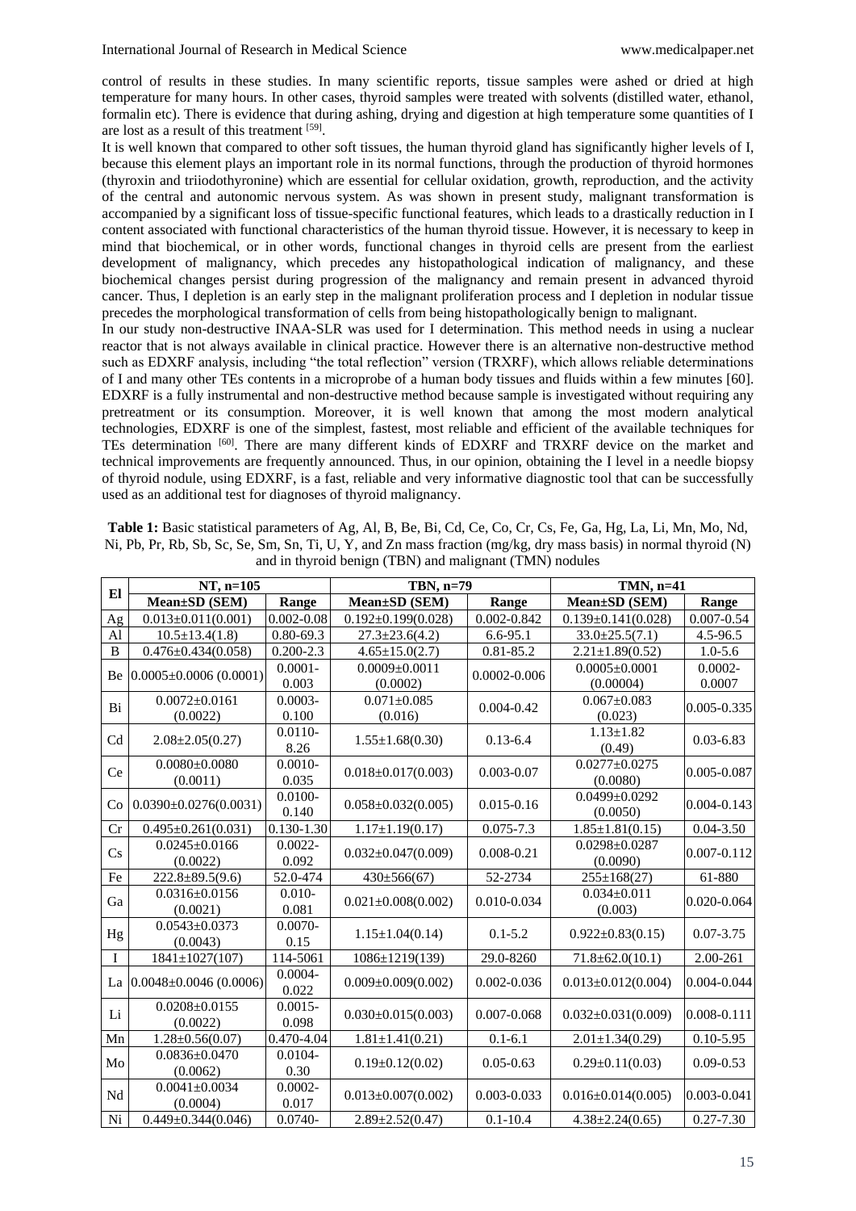control of results in these studies. In many scientific reports, tissue samples were ashed or dried at high temperature for many hours. In other cases, thyroid samples were treated with solvents (distilled water, ethanol, formalin etc). There is evidence that during ashing, drying and digestion at high temperature some quantities of I are lost as a result of this treatment [59].

It is well known that compared to other soft tissues, the human thyroid gland has significantly higher levels of I, because this element plays an important role in its normal functions, through the production of thyroid hormones (thyroxin and triiodothyronine) which are essential for cellular oxidation, growth, reproduction, and the activity of the central and autonomic nervous system. As was shown in present study, malignant transformation is accompanied by a significant loss of tissue-specific functional features, which leads to a drastically reduction in I content associated with functional characteristics of the human thyroid tissue. However, it is necessary to keep in mind that biochemical, or in other words, functional changes in thyroid cells are present from the earliest development of malignancy, which precedes any histopathological indication of malignancy, and these biochemical changes persist during progression of the malignancy and remain present in advanced thyroid cancer. Thus, I depletion is an early step in the malignant proliferation process and I depletion in nodular tissue precedes the morphological transformation of cells from being histopathologically benign to malignant.

In our study non-destructive INAA-SLR was used for I determination. This method needs in using a nuclear reactor that is not always available in clinical practice. However there is an alternative non-destructive method such as EDXRF analysis, including "the total reflection" version (TRXRF), which allows reliable determinations of I and many other TEs contents in a microprobe of a human body tissues and fluids within a few minutes [60]. EDXRF is a fully instrumental and non-destructive method because sample is investigated without requiring any pretreatment or its consumption. Moreover, it is well known that among the most modern analytical technologies, EDXRF is one of the simplest, fastest, most reliable and efficient of the available techniques for TEs determination [60]. There are many different kinds of EDXRF and TRXRF device on the market and technical improvements are frequently announced. Thus, in our opinion, obtaining the I level in a needle biopsy of thyroid nodule, using EDXRF, is a fast, reliable and very informative diagnostic tool that can be successfully used as an additional test for diagnoses of thyroid malignancy.

**Table 1:** Basic statistical parameters of Ag, Al, B, Be, Bi, Cd, Ce, Co, Cr, Cs, Fe, Ga, Hg, La, Li, Mn, Mo, Nd, Ni, Pb, Pr, Rb, Sb, Sc, Se, Sm, Sn, Ti, U, Y, and Zn mass fraction (mg/kg, dry mass basis) in normal thyroid (N) and in thyroid benign (TBN) and malignant (TMN) nodules

| El | NT, n=105 | | TBN, n=79 | | TMN, n=41 | |
|---|---|---|---|---|---|---|
| | Mean±SD (SEM) | Range | Mean±SD (SEM) | Range | Mean±SD (SEM) | Range |
| Ag | 0.013±0.011(0.001) | 0.002-0.08 | 0.192±0.199(0.028) | 0.002-0.842 | 0.139±0.141(0.028) | 0.007-0.54 |
| Al | 10.5±13.4(1.8) | 0.80-69.3 | 27.3±23.6(4.2) | 6.6-95.1 | 33.0±25.5(7.1) | 4.5-96.5 |
| B | 0.476±0.434(0.058) | 0.200-2.3 | 4.65±15.0(2.7) | 0.81-85.2 | 2.21±1.89(0.52) | 1.0-5.6 |
| Be | 0.0005±0.0006 (0.0001) | 0.0001-0.003 | 0.0009±0.0011 (0.0002) | 0.0002-0.006 | 0.0005±0.0001 (0.00004) | 0.0002-0.0007 |
| Bi | 0.0072±0.0161 (0.0022) | 0.0003-0.100 | 0.071±0.085 (0.016) | 0.004-0.42 | 0.067±0.083 (0.023) | 0.005-0.335 |
| Cd | 2.08±2.05(0.27) | 0.0110-8.26 | 1.55±1.68(0.30) | 0.13-6.4 | 1.13±1.82 (0.49) | 0.03-6.83 |
| Ce | 0.0080±0.0080 (0.0011) | 0.0010-0.035 | 0.018±0.017(0.003) | 0.003-0.07 | 0.0277±0.0275 (0.0080) | 0.005-0.087 |
| Co | 0.0390±0.0276(0.0031) | 0.0100-0.140 | 0.058±0.032(0.005) | 0.015-0.16 | 0.0499±0.0292 (0.0050) | 0.004-0.143 |
| Cr | 0.495±0.261(0.031) | 0.130-1.30 | 1.17±1.19(0.17) | 0.075-7.3 | 1.85±1.81(0.15) | 0.04-3.50 |
| Cs | 0.0245±0.0166 (0.0022) | 0.0022-0.092 | 0.032±0.047(0.009) | 0.008-0.21 | 0.0298±0.0287 (0.0090) | 0.007-0.112 |
| Fe | 222.8±89.5(9.6) | 52.0-474 | 430±566(67) | 52-2734 | 255±168(27) | 61-880 |
| Ga | 0.0316±0.0156 (0.0021) | 0.010-0.081 | 0.021±0.008(0.002) | 0.010-0.034 | 0.034±0.011 (0.003) | 0.020-0.064 |
| Hg | 0.0543±0.0373 (0.0043) | 0.0070-0.15 | 1.15±1.04(0.14) | 0.1-5.2 | 0.922±0.83(0.15) | 0.07-3.75 |
| I | 1841±1027(107) | 114-5061 | 1086±1219(139) | 29.0-8260 | 71.8±62.0(10.1) | 2.00-261 |
| La | 0.0048±0.0046 (0.0006) | 0.0004-0.022 | 0.009±0.009(0.002) | 0.002-0.036 | 0.013±0.012(0.004) | 0.004-0.044 |
| Li | 0.0208±0.0155 (0.0022) | 0.0015-0.098 | 0.030±0.015(0.003) | 0.007-0.068 | 0.032±0.031(0.009) | 0.008-0.111 |
| Mn | 1.28±0.56(0.07) | 0.470-4.04 | 1.81±1.41(0.21) | 0.1-6.1 | 2.01±1.34(0.29) | 0.10-5.95 |
| Mo | 0.0836±0.0470 (0.0062) | 0.0104-0.30 | 0.19±0.12(0.02) | 0.05-0.63 | 0.29±0.11(0.03) | 0.09-0.53 |
| Nd | 0.0041±0.0034 (0.0004) | 0.0002-0.017 | 0.013±0.007(0.002) | 0.003-0.033 | 0.016±0.014(0.005) | 0.003-0.041 |
| Ni | 0.449±0.344(0.046) | 0.0740- | 2.89±2.52(0.47) | 0.1-10.4 | 4.38±2.24(0.65) | 0.27-7.30 |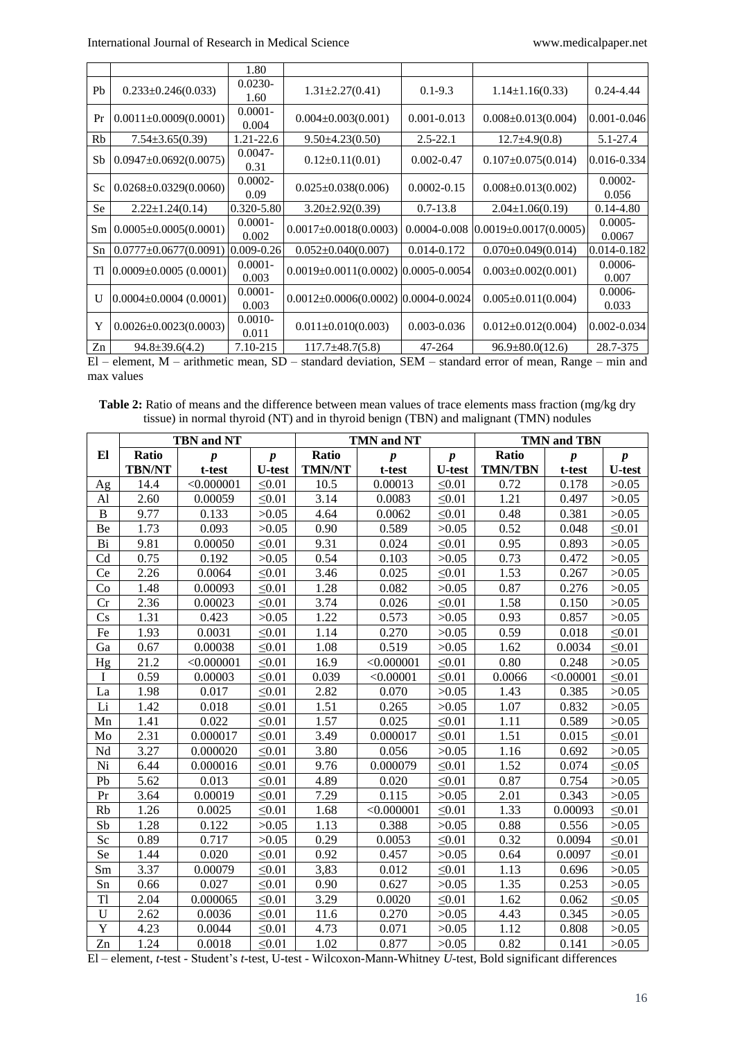| El | M±SD(SEM) | Range | M±SD(SEM) | Range | M±SD(SEM) | Range |
|---|---|---|---|---|---|---|
| | | 1.80 | | | | |
| Pb | 0.233±0.246(0.033) | 0.0230-1.60 | 1.31±2.27(0.41) | 0.1-9.3 | 1.14±1.16(0.33) | 0.24-4.44 |
| Pr | 0.0011±0.0009(0.0001) | 0.0001-0.004 | 0.004±0.003(0.001) | 0.001-0.013 | 0.008±0.013(0.004) | 0.001-0.046 |
| Rb | 7.54±3.65(0.39) | 1.21-22.6 | 9.50±4.23(0.50) | 2.5-22.1 | 12.7±4.9(0.8) | 5.1-27.4 |
| Sb | 0.0947±0.0692(0.0075) | 0.0047-0.31 | 0.12±0.11(0.01) | 0.002-0.47 | 0.107±0.075(0.014) | 0.016-0.334 |
| Sc | 0.0268±0.0329(0.0060) | 0.0002-0.09 | 0.025±0.038(0.006) | 0.0002-0.15 | 0.008±0.013(0.002) | 0.0002-0.056 |
| Se | 2.22±1.24(0.14) | 0.320-5.80 | 3.20±2.92(0.39) | 0.7-13.8 | 2.04±1.06(0.19) | 0.14-4.80 |
| Sm | 0.0005±0.0005(0.0001) | 0.0001-0.002 | 0.0017±0.0018(0.0003) | 0.0004-0.008 | 0.0019±0.0017(0.0005) | 0.0005-0.0067 |
| Sn | 0.0777±0.0677(0.0091) | 0.009-0.26 | 0.052±0.040(0.007) | 0.014-0.172 | 0.070±0.049(0.014) | 0.014-0.182 |
| Tl | 0.0009±0.0005 (0.0001) | 0.0001-0.003 | 0.0019±0.0011(0.0002) | 0.0005-0.0054 | 0.003±0.002(0.001) | 0.0006-0.007 |
| U | 0.0004±0.0004 (0.0001) | 0.0001-0.003 | 0.0012±0.0006(0.0002) | 0.0004-0.0024 | 0.005±0.011(0.004) | 0.0006-0.033 |
| Y | 0.0026±0.0023(0.0003) | 0.0010-0.011 | 0.011±0.010(0.003) | 0.003-0.036 | 0.012±0.012(0.004) | 0.002-0.034 |
| Zn | 94.8±39.6(4.2) | 7.10-215 | 117.7±48.7(5.8) | 47-264 | 96.9±80.0(12.6) | 28.7-375 |

El – element, M – arithmetic mean, SD – standard deviation, SEM – standard error of mean, Range – min and max values

**Table 2:** Ratio of means and the difference between mean values of trace elements mass fraction (mg/kg dry tissue) in normal thyroid (NT) and in thyroid benign (TBN) and malignant (TMN) nodules

| El | TBN and NT | | | TMN and NT | | | TMN and TBN | | |
|---|---|---|---|---|---|---|---|---|---|
| | Ratio TBN/NT | *p* t-test | *p* U-test | Ratio TMN/NT | *p* t-test | *p* U-test | Ratio TMN/TBN | *p* t-test | *p* U-test |
| Ag | 14.4 | <0.000001 | ≤0.01 | 10.5 | 0.00013 | ≤0.01 | 0.72 | 0.178 | >0.05 |
| Al | 2.60 | 0.00059 | ≤0.01 | 3.14 | 0.0083 | ≤0.01 | 1.21 | 0.497 | >0.05 |
| B | 9.77 | 0.133 | >0.05 | 4.64 | 0.0062 | ≤0.01 | 0.48 | 0.381 | >0.05 |
| Be | 1.73 | 0.093 | >0.05 | 0.90 | 0.589 | >0.05 | 0.52 | 0.048 | ≤0.01 |
| Bi | 9.81 | 0.00050 | ≤0.01 | 9.31 | 0.024 | ≤0.01 | 0.95 | 0.893 | >0.05 |
| Cd | 0.75 | 0.192 | >0.05 | 0.54 | 0.103 | >0.05 | 0.73 | 0.472 | >0.05 |
| Ce | 2.26 | 0.0064 | ≤0.01 | 3.46 | 0.025 | ≤0.01 | 1.53 | 0.267 | >0.05 |
| Co | 1.48 | 0.00093 | ≤0.01 | 1.28 | 0.082 | >0.05 | 0.87 | 0.276 | >0.05 |
| Cr | 2.36 | 0.00023 | ≤0.01 | 3.74 | 0.026 | ≤0.01 | 1.58 | 0.150 | >0.05 |
| Cs | 1.31 | 0.423 | >0.05 | 1.22 | 0.573 | >0.05 | 0.93 | 0.857 | >0.05 |
| Fe | 1.93 | 0.0031 | ≤0.01 | 1.14 | 0.270 | >0.05 | 0.59 | 0.018 | ≤0.01 |
| Ga | 0.67 | 0.00038 | ≤0.01 | 1.08 | 0.519 | >0.05 | 1.62 | 0.0034 | ≤0.01 |
| Hg | 21.2 | <0.000001 | ≤0.01 | 16.9 | <0.000001 | ≤0.01 | 0.80 | 0.248 | >0.05 |
| I | 0.59 | 0.00003 | ≤0.01 | 0.039 | <0.00001 | ≤0.01 | 0.0066 | <0.00001 | ≤0.01 |
| La | 1.98 | 0.017 | ≤0.01 | 2.82 | 0.070 | >0.05 | 1.43 | 0.385 | >0.05 |
| Li | 1.42 | 0.018 | ≤0.01 | 1.51 | 0.265 | >0.05 | 1.07 | 0.832 | >0.05 |
| Mn | 1.41 | 0.022 | ≤0.01 | 1.57 | 0.025 | ≤0.01 | 1.11 | 0.589 | >0.05 |
| Mo | 2.31 | 0.000017 | ≤0.01 | 3.49 | 0.000017 | ≤0.01 | 1.51 | 0.015 | ≤0.01 |
| Nd | 3.27 | 0.000020 | ≤0.01 | 3.80 | 0.056 | >0.05 | 1.16 | 0.692 | >0.05 |
| Ni | 6.44 | 0.000016 | ≤0.01 | 9.76 | 0.000079 | ≤0.01 | 1.52 | 0.074 | ≤0.05 |
| Pb | 5.62 | 0.013 | ≤0.01 | 4.89 | 0.020 | ≤0.01 | 0.87 | 0.754 | >0.05 |
| Pr | 3.64 | 0.00019 | ≤0.01 | 7.29 | 0.115 | >0.05 | 2.01 | 0.343 | >0.05 |
| Rb | 1.26 | 0.0025 | ≤0.01 | 1.68 | <0.000001 | ≤0.01 | 1.33 | 0.00093 | ≤0.01 |
| Sb | 1.28 | 0.122 | >0.05 | 1.13 | 0.388 | >0.05 | 0.88 | 0.556 | >0.05 |
| Sc | 0.89 | 0.717 | >0.05 | 0.29 | 0.0053 | ≤0.01 | 0.32 | 0.0094 | ≤0.01 |
| Se | 1.44 | 0.020 | ≤0.01 | 0.92 | 0.457 | >0.05 | 0.64 | 0.0097 | ≤0.01 |
| Sm | 3.37 | 0.00079 | ≤0.01 | 3,83 | 0.012 | ≤0.01 | 1.13 | 0.696 | >0.05 |
| Sn | 0.66 | 0.027 | ≤0.01 | 0.90 | 0.627 | >0.05 | 1.35 | 0.253 | >0.05 |
| Tl | 2.04 | 0.000065 | ≤0.01 | 3.29 | 0.0020 | ≤0.01 | 1.62 | 0.062 | ≤0.05 |
| U | 2.62 | 0.0036 | ≤0.01 | 11.6 | 0.270 | >0.05 | 4.43 | 0.345 | >0.05 |
| Y | 4.23 | 0.0044 | ≤0.01 | 4.73 | 0.071 | >0.05 | 1.12 | 0.808 | >0.05 |
| Zn | 1.24 | 0.0018 | ≤0.01 | 1.02 | 0.877 | >0.05 | 0.82 | 0.141 | >0.05 |

El – element, *t*-test - Student's *t*-test, U-test - Wilcoxon-Mann-Whitney *U*-test, Bold significant differences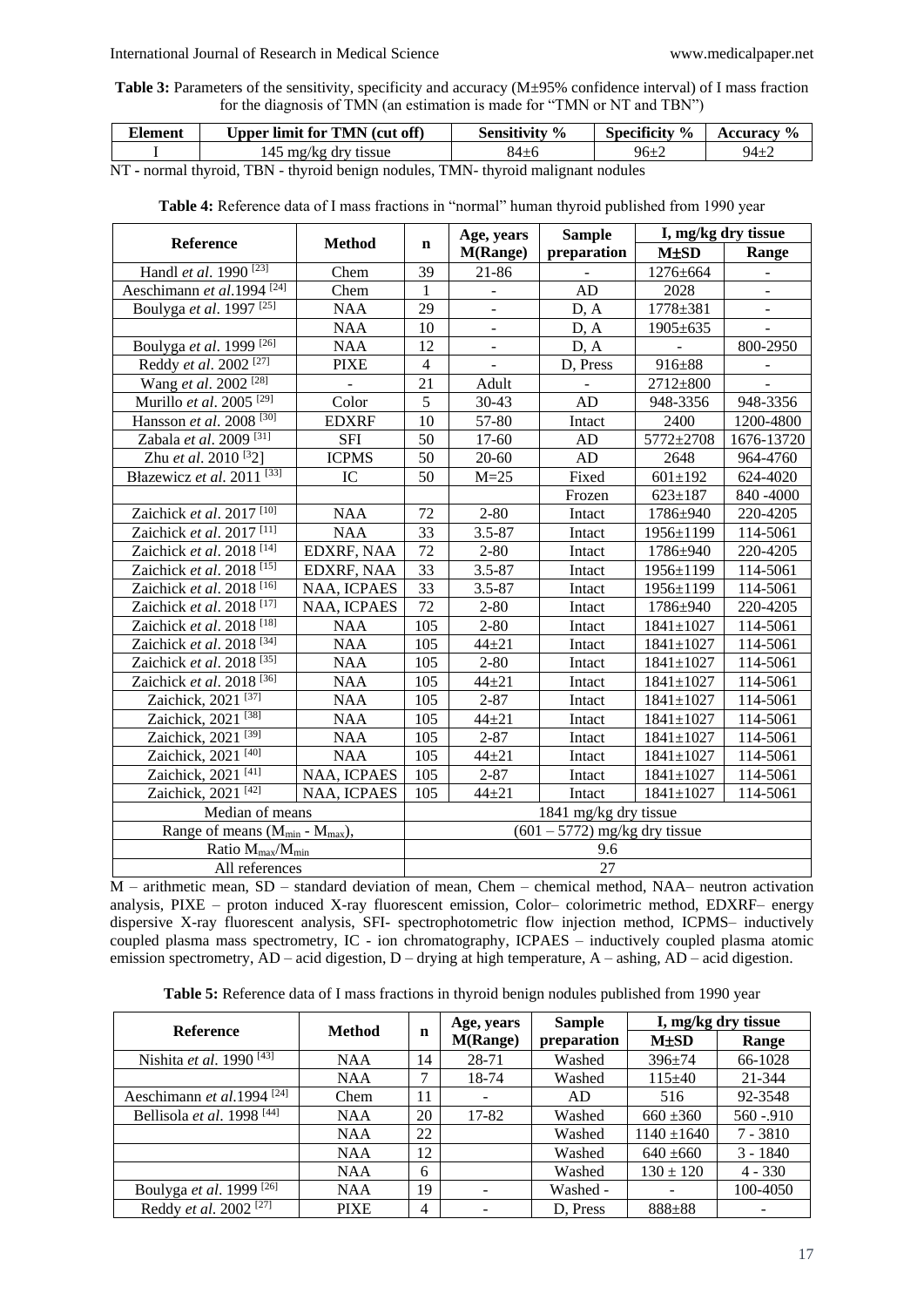**Table 3:** Parameters of the sensitivity, specificity and accuracy (M±95% confidence interval) of I mass fraction for the diagnosis of TMN (an estimation is made for "TMN or NT and TBN")

| Element | Upper limit for TMN (cut off) | Sensitivity % | Specificity % | Accuracy % |
|---|---|---|---|---|
| I | 145 mg/kg dry tissue | 84±6 | 96±2 | 94±2 |

NT - normal thyroid, TBN - thyroid benign nodules, TMN- thyroid malignant nodules

**Table 4:** Reference data of I mass fractions in "normal" human thyroid published from 1990 year

| Reference | Method | n | Age, years M(Range) | Sample preparation | I, mg/kg dry tissue M±SD | Range |
|---|---|---|---|---|---|---|
| Handl *et al*. 1990 [23] | Chem | 39 | 21-86 | - | 1276±664 | - |
| Aeschimann *et al*.1994 [24] | Chem | 1 | - | AD | 2028 | - |
| Boulyga *et al*. 1997 [25] | NAA | 29 | - | D, A | 1778±381 | - |
| | NAA | 10 | - | D, A | 1905±635 | - |
| Boulyga *et al*. 1999 [26] | NAA | 12 | - | D, A | - | 800-2950 |
| Reddy *et al*. 2002 [27] | PIXE | 4 | - | D, Press | 916±88 | - |
| Wang *et al*. 2002 [28] | - | 21 | Adult | - | 2712±800 | - |
| Murillo *et al*. 2005 [29] | Color | 5 | 30-43 | AD | 948-3356 | 948-3356 |
| Hansson *et al*. 2008 [30] | EDXRF | 10 | 57-80 | Intact | 2400 | 1200-4800 |
| Zabala *et al*. 2009 [31] | SFI | 50 | 17-60 | AD | 5772±2708 | 1676-13720 |
| Zhu *et al*. 2010 [32] | ICPMS | 50 | 20-60 | AD | 2648 | 964-4760 |
| Błazewicz *et al*. 2011 [33] | IC | 50 | M=25 | Fixed | 601±192 | 624-4020 |
| | | | | Frozen | 623±187 | 840 -4000 |
| Zaichick *et al*. 2017 [10] | NAA | 72 | 2-80 | Intact | 1786±940 | 220-4205 |
| Zaichick *et al*. 2017 [11] | NAA | 33 | 3.5-87 | Intact | 1956±1199 | 114-5061 |
| Zaichick *et al*. 2018 [14] | EDXRF, NAA | 72 | 2-80 | Intact | 1786±940 | 220-4205 |
| Zaichick *et al*. 2018 [15] | EDXRF, NAA | 33 | 3.5-87 | Intact | 1956±1199 | 114-5061 |
| Zaichick *et al*. 2018 [16] | NAA, ICPAES | 33 | 3.5-87 | Intact | 1956±1199 | 114-5061 |
| Zaichick *et al*. 2018 [17] | NAA, ICPAES | 72 | 2-80 | Intact | 1786±940 | 220-4205 |
| Zaichick *et al*. 2018 [18] | NAA | 105 | 2-80 | Intact | 1841±1027 | 114-5061 |
| Zaichick *et al*. 2018 [34] | NAA | 105 | 44±21 | Intact | 1841±1027 | 114-5061 |
| Zaichick *et al*. 2018 [35] | NAA | 105 | 2-80 | Intact | 1841±1027 | 114-5061 |
| Zaichick *et al*. 2018 [36] | NAA | 105 | 44±21 | Intact | 1841±1027 | 114-5061 |
| Zaichick, 2021 [37] | NAA | 105 | 2-87 | Intact | 1841±1027 | 114-5061 |
| Zaichick, 2021 [38] | NAA | 105 | 44±21 | Intact | 1841±1027 | 114-5061 |
| Zaichick, 2021 [39] | NAA | 105 | 2-87 | Intact | 1841±1027 | 114-5061 |
| Zaichick, 2021 [40] | NAA | 105 | 44±21 | Intact | 1841±1027 | 114-5061 |
| Zaichick, 2021 [41] | NAA, ICPAES | 105 | 2-87 | Intact | 1841±1027 | 114-5061 |
| Zaichick, 2021 [42] | NAA, ICPAES | 105 | 44±21 | Intact | 1841±1027 | 114-5061 |
| Median of means | | 1841 mg/kg dry tissue | | | | |
| Range of means ($M_{min}$ - $M_{max}$), | | (601 – 5772) mg/kg dry tissue | | | | |
| Ratio $M_{max}/M_{min}$ | | 9.6 | | | | |
| All references | | 27 | | | | |

M – arithmetic mean, SD – standard deviation of mean, Chem – chemical method, NAA– neutron activation analysis, PIXE – proton induced X-ray fluorescent emission, Color– colorimetric method, EDXRF– energy dispersive X-ray fluorescent analysis, SFI- spectrophotometric flow injection method, ICPMS– inductively coupled plasma mass spectrometry, IC - ion chromatography, ICPAES – inductively coupled plasma atomic emission spectrometry, AD – acid digestion, D – drying at high temperature, A – ashing, AD – acid digestion.

**Table 5:** Reference data of I mass fractions in thyroid benign nodules published from 1990 year

| Reference | Method | n | Age, years M(Range) | Sample preparation | I, mg/kg dry tissue M±SD | Range |
|---|---|---|---|---|---|---|
| Nishita *et al*. 1990 [43] | NAA | 14 | 28-71 | Washed | 396±74 | 66-1028 |
| | NAA | 7 | 18-74 | Washed | 115±40 | 21-344 |
| Aeschimann *et al*.1994 [24] | Chem | 11 | - | AD | 516 | 92-3548 |
| Bellisola *et al*. 1998 [44] | NAA | 20 | 17-82 | Washed | 660 ±360 | 560 -.910 |
| | NAA | 22 | | Washed | 1140 ±1640 | 7 - 3810 |
| | NAA | 12 | | Washed | 640 ±660 | 3 - 1840 |
| | NAA | 6 | | Washed | 130 ± 120 | 4 - 330 |
| Boulyga *et al*. 1999 [26] | NAA | 19 | - | Washed - | - | 100-4050 |
| Reddy *et al*. 2002 [27] | PIXE | 4 | - | D, Press | 888±88 | - |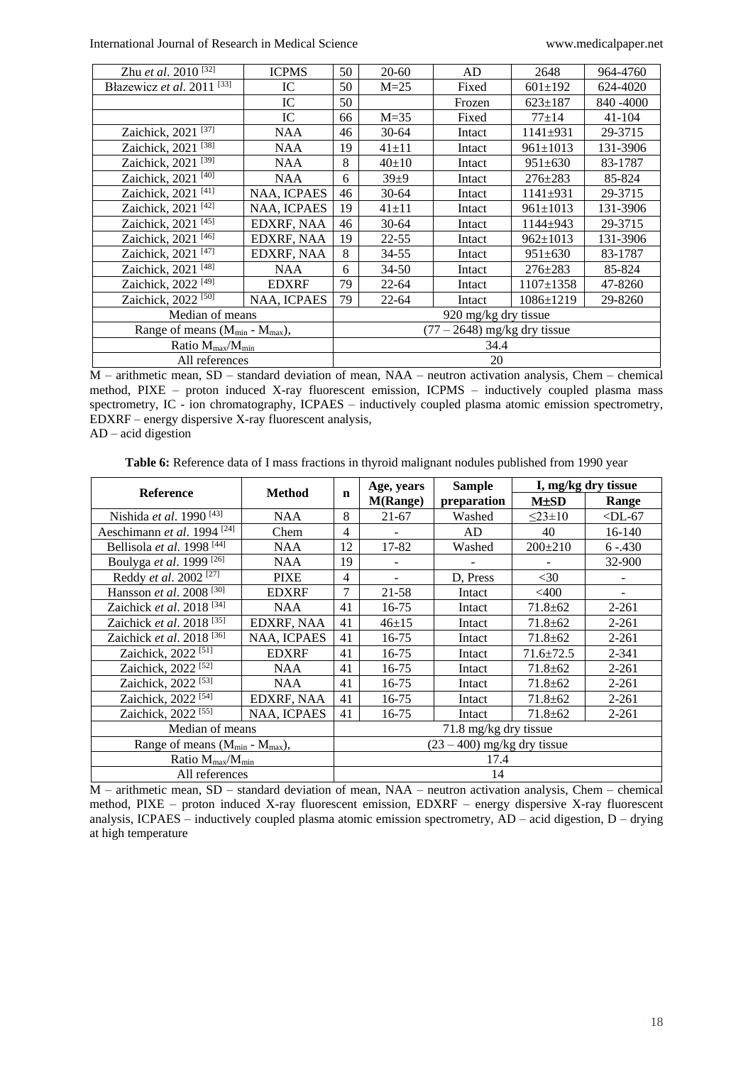| Zhu *et al*. 2010 [32] | ICPMS | 50 | 20-60 | AD | 2648 | 964-4760 |
|---|---|---|---|---|---|---|
| Błazewicz *et al*. 2011 [33] | IC | 50 | M=25 | Fixed | 601±192 | 624-4020 |
| | IC | 50 | | Frozen | 623±187 | 840 -4000 |
| | IC | 66 | M=35 | Fixed | 77±14 | 41-104 |
| Zaichick, 2021 [37] | NAA | 46 | 30-64 | Intact | 1141±931 | 29-3715 |
| Zaichick, 2021 [38] | NAA | 19 | 41±11 | Intact | 961±1013 | 131-3906 |
| Zaichick, 2021 [39] | NAA | 8 | 40±10 | Intact | 951±630 | 83-1787 |
| Zaichick, 2021 [40] | NAA | 6 | 39±9 | Intact | 276±283 | 85-824 |
| Zaichick, 2021 [41] | NAA, ICPAES | 46 | 30-64 | Intact | 1141±931 | 29-3715 |
| Zaichick, 2021 [42] | NAA, ICPAES | 19 | 41±11 | Intact | 961±1013 | 131-3906 |
| Zaichick, 2021 [45] | EDXRF, NAA | 46 | 30-64 | Intact | 1144±943 | 29-3715 |
| Zaichick, 2021 [46] | EDXRF, NAA | 19 | 22-55 | Intact | 962±1013 | 131-3906 |
| Zaichick, 2021 [47] | EDXRF, NAA | 8 | 34-55 | Intact | 951±630 | 83-1787 |
| Zaichick, 2021 [48] | NAA | 6 | 34-50 | Intact | 276±283 | 85-824 |
| Zaichick, 2022 [49] | EDXRF | 79 | 22-64 | Intact | 1107±1358 | 47-8260 |
| Zaichick, 2022 [50] | NAA, ICPAES | 79 | 22-64 | Intact | 1086±1219 | 29-8260 |
| Median of means | | 920 mg/kg dry tissue | | | | |
| Range of means ($M_{min}$ - $M_{max}$), | | (77 – 2648) mg/kg dry tissue | | | | |
| Ratio $M_{max}/M_{min}$ | | 34.4 | | | | |
| All references | | 20 | | | | |

M – arithmetic mean, SD – standard deviation of mean, NAA – neutron activation analysis, Chem – chemical method, PIXE – proton induced X-ray fluorescent emission, ICPMS – inductively coupled plasma mass spectrometry, IC - ion chromatography, ICPAES – inductively coupled plasma atomic emission spectrometry, EDXRF – energy dispersive X-ray fluorescent analysis,
AD – acid digestion

**Table 6:** Reference data of I mass fractions in thyroid malignant nodules published from 1990 year

| Reference | Method | n | Age, years M(Range) | Sample preparation | I, mg/kg dry tissue | |
|---|---|---|---|---|---|---|
| | | | | | M±SD | Range |
| Nishida *et al*. 1990 [43] | NAA | 8 | 21-67 | Washed | ≤23±10 | <DL-67 |
| Aeschimann *et al*. 1994 [24] | Chem | 4 | - | AD | 40 | 16-140 |
| Bellisola *et al*. 1998 [44] | NAA | 12 | 17-82 | Washed | 200±210 | 6 -.430 |
| Boulyga *et al*. 1999 [26] | NAA | 19 | - | - | - | 32-900 |
| Reddy *et al*. 2002 [27] | PIXE | 4 | - | D, Press | <30 | - |
| Hansson *et al*. 2008 [30] | EDXRF | 7 | 21-58 | Intact | <400 | - |
| Zaichick *et al*. 2018 [34] | NAA | 41 | 16-75 | Intact | 71.8±62 | 2-261 |
| Zaichick *et al*. 2018 [35] | EDXRF, NAA | 41 | 46±15 | Intact | 71.8±62 | 2-261 |
| Zaichick *et al*. 2018 [36] | NAA, ICPAES | 41 | 16-75 | Intact | 71.8±62 | 2-261 |
| Zaichick, 2022 [51] | EDXRF | 41 | 16-75 | Intact | 71.6±72.5 | 2-341 |
| Zaichick, 2022 [52] | NAA | 41 | 16-75 | Intact | 71.8±62 | 2-261 |
| Zaichick, 2022 [53] | NAA | 41 | 16-75 | Intact | 71.8±62 | 2-261 |
| Zaichick, 2022 [54] | EDXRF, NAA | 41 | 16-75 | Intact | 71.8±62 | 2-261 |
| Zaichick, 2022 [55] | NAA, ICPAES | 41 | 16-75 | Intact | 71.8±62 | 2-261 |
| Median of means | | 71.8 mg/kg dry tissue | | | | |
| Range of means ($M_{min}$ - $M_{max}$), | | (23 – 400) mg/kg dry tissue | | | | |
| Ratio $M_{max}/M_{min}$ | | 17.4 | | | | |
| All references | | 14 | | | | |

M – arithmetic mean, SD – standard deviation of mean, NAA – neutron activation analysis, Chem – chemical method, PIXE – proton induced X-ray fluorescent emission, EDXRF – energy dispersive X-ray fluorescent analysis, ICPAES – inductively coupled plasma atomic emission spectrometry, AD – acid digestion, D – drying at high temperature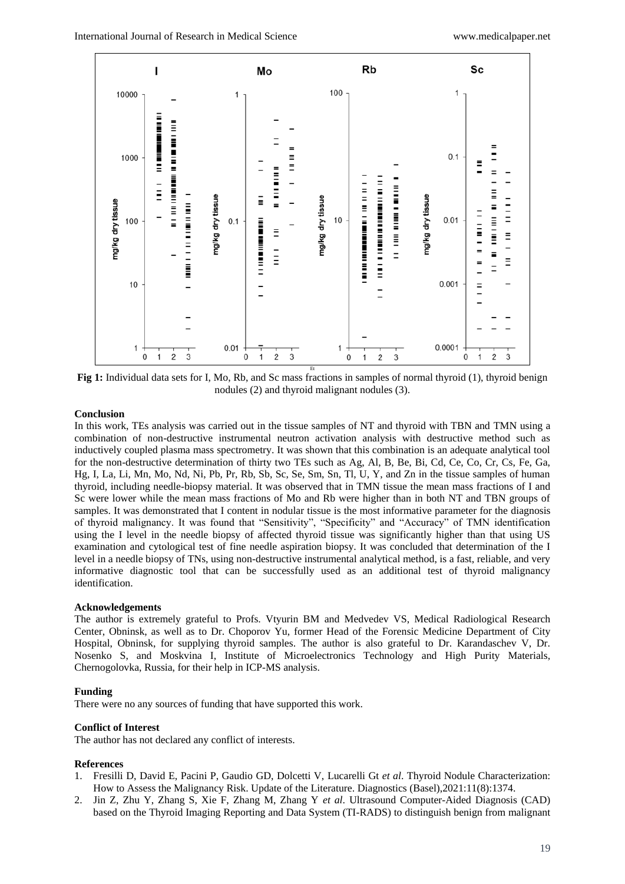Fig 1: Individual data sets for I, Mo, Rb, and Sc mass fractions in samples of normal thyroid (1), thyroid benign nodules (2) and thyroid malignant nodules (3).

## Conclusion

In this work, TEs analysis was carried out in the tissue samples of NT and thyroid with TBN and TMN using a combination of non-destructive instrumental neutron activation analysis with destructive method such as inductively coupled plasma mass spectrometry. It was shown that this combination is an adequate analytical tool for the non-destructive determination of thirty two TEs such as Ag, Al, B, Be, Bi, Cd, Ce, Co, Cr, Cs, Fe, Ga, Hg, I, La, Li, Mn, Mo, Nd, Ni, Pb, Pr, Rb, Sb, Sc, Se, Sm, Sn, Tl, U, Y, and Zn in the tissue samples of human thyroid, including needle-biopsy material. It was observed that in TMN tissue the mean mass fractions of I and Sc were lower while the mean mass fractions of Mo and Rb were higher than in both NT and TBN groups of samples. It was demonstrated that I content in nodular tissue is the most informative parameter for the diagnosis of thyroid malignancy. It was found that "Sensitivity", "Specificity" and "Accuracy" of TMN identification using the I level in the needle biopsy of affected thyroid tissue was significantly higher than that using US examination and cytological test of fine needle aspiration biopsy. It was concluded that determination of the I level in a needle biopsy of TNs, using non-destructive instrumental analytical method, is a fast, reliable, and very informative diagnostic tool that can be successfully used as an additional test of thyroid malignancy identification.

## Acknowledgements

The author is extremely grateful to Profs. Vtyurin BM and Medvedev VS, Medical Radiological Research Center, Obninsk, as well as to Dr. Choporov Yu, former Head of the Forensic Medicine Department of City Hospital, Obninsk, for supplying thyroid samples. The author is also grateful to Dr. Karandaschev V, Dr. Nosenko S, and Moskvina I, Institute of Microelectronics Technology and High Purity Materials, Chernogolovka, Russia, for their help in ICP-MS analysis.

## Funding

There were no any sources of funding that have supported this work.

## Conflict of Interest

The author has not declared any conflict of interests.

## References

1. Fresilli D, David E, Pacini P, Gaudio GD, Dolcetti V, Lucarelli Gt *et al*. Thyroid Nodule Characterization: How to Assess the Malignancy Risk. Update of the Literature. Diagnostics (Basel),2021:11(8):1374.
2. Jin Z, Zhu Y, Zhang S, Xie F, Zhang M, Zhang Y *et al*. Ultrasound Computer-Aided Diagnosis (CAD) based on the Thyroid Imaging Reporting and Data System (TI-RADS) to distinguish benign from malignant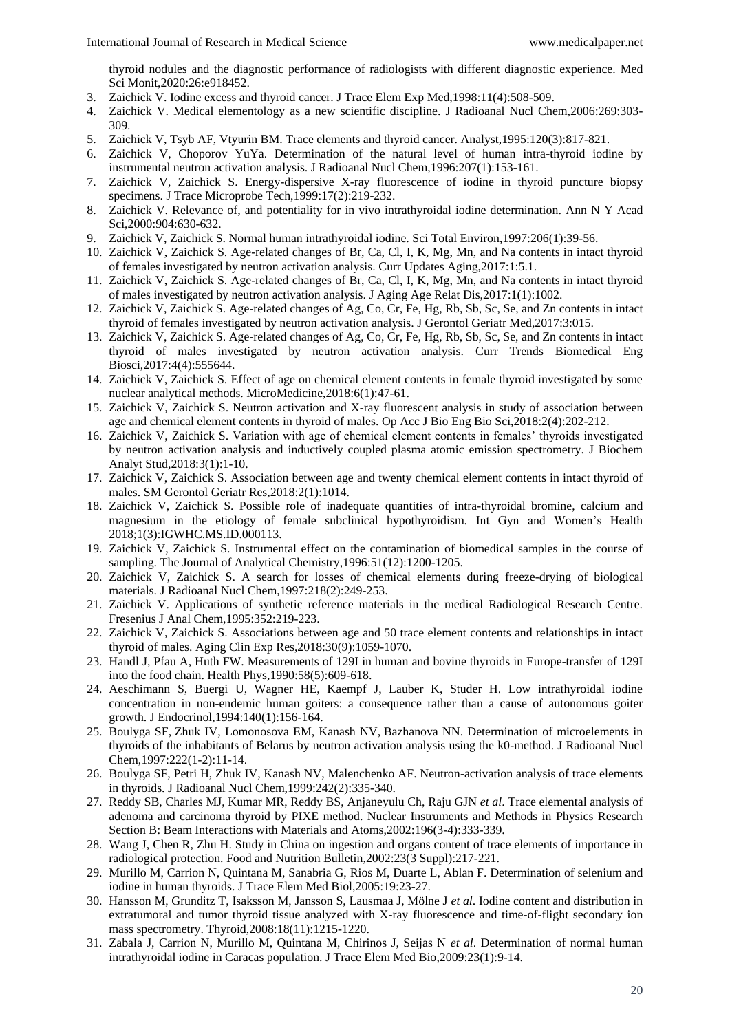thyroid nodules and the diagnostic performance of radiologists with different diagnostic experience. Med Sci Monit,2020:26:e918452.

3. Zaichick V. Iodine excess and thyroid cancer. J Trace Elem Exp Med,1998:11(4):508-509.
4. Zaichick V. Medical elementology as a new scientific discipline. J Radioanal Nucl Chem,2006:269:303-309.
5. Zaichick V, Tsyb AF, Vtyurin BM. Trace elements and thyroid cancer. Analyst,1995:120(3):817-821.
6. Zaichick V, Choporov YuYa. Determination of the natural level of human intra-thyroid iodine by instrumental neutron activation analysis. J Radioanal Nucl Chem,1996:207(1):153-161.
7. Zaichick V, Zaichick S. Energy-dispersive X-ray fluorescence of iodine in thyroid puncture biopsy specimens. J Trace Microprobe Tech,1999:17(2):219-232.
8. Zaichick V. Relevance of, and potentiality for in vivo intrathyroidal iodine determination. Ann N Y Acad Sci,2000:904:630-632.
9. Zaichick V, Zaichick S. Normal human intrathyroidal iodine. Sci Total Environ,1997:206(1):39-56.
10. Zaichick V, Zaichick S. Age-related changes of Br, Ca, Cl, I, K, Mg, Mn, and Na contents in intact thyroid of females investigated by neutron activation analysis. Curr Updates Aging,2017:1:5.1.
11. Zaichick V, Zaichick S. Age-related changes of Br, Ca, Cl, I, K, Mg, Mn, and Na contents in intact thyroid of males investigated by neutron activation analysis. J Aging Age Relat Dis,2017:1(1):1002.
12. Zaichick V, Zaichick S. Age-related changes of Ag, Co, Cr, Fe, Hg, Rb, Sb, Sc, Se, and Zn contents in intact thyroid of females investigated by neutron activation analysis. J Gerontol Geriatr Med,2017:3:015.
13. Zaichick V, Zaichick S. Age-related changes of Ag, Co, Cr, Fe, Hg, Rb, Sb, Sc, Se, and Zn contents in intact thyroid of males investigated by neutron activation analysis. Curr Trends Biomedical Eng Biosci,2017:4(4):555644.
14. Zaichick V, Zaichick S. Effect of age on chemical element contents in female thyroid investigated by some nuclear analytical methods. MicroMedicine,2018:6(1):47-61.
15. Zaichick V, Zaichick S. Neutron activation and X-ray fluorescent analysis in study of association between age and chemical element contents in thyroid of males. Op Acc J Bio Eng Bio Sci,2018:2(4):202-212.
16. Zaichick V, Zaichick S. Variation with age of chemical element contents in females' thyroids investigated by neutron activation analysis and inductively coupled plasma atomic emission spectrometry. J Biochem Analyt Stud,2018:3(1):1-10.
17. Zaichick V, Zaichick S. Association between age and twenty chemical element contents in intact thyroid of males. SM Gerontol Geriatr Res,2018:2(1):1014.
18. Zaichick V, Zaichick S. Possible role of inadequate quantities of intra-thyroidal bromine, calcium and magnesium in the etiology of female subclinical hypothyroidism. Int Gyn and Women's Health 2018;1(3):IGWHC.MS.ID.000113.
19. Zaichick V, Zaichick S. Instrumental effect on the contamination of biomedical samples in the course of sampling. The Journal of Analytical Chemistry,1996:51(12):1200-1205.
20. Zaichick V, Zaichick S. A search for losses of chemical elements during freeze-drying of biological materials. J Radioanal Nucl Chem,1997:218(2):249-253.
21. Zaichick V. Applications of synthetic reference materials in the medical Radiological Research Centre. Fresenius J Anal Chem,1995:352:219-223.
22. Zaichick V, Zaichick S. Associations between age and 50 trace element contents and relationships in intact thyroid of males. Aging Clin Exp Res,2018:30(9):1059-1070.
23. Handl J, Pfau A, Huth FW. Measurements of 129I in human and bovine thyroids in Europe-transfer of 129I into the food chain. Health Phys,1990:58(5):609-618.
24. Aeschimann S, Buergi U, Wagner HE, Kaempf J, Lauber K, Studer H. Low intrathyroidal iodine concentration in non-endemic human goiters: a consequence rather than a cause of autonomous goiter growth. J Endocrinol,1994:140(1):156-164.
25. Boulyga SF, Zhuk IV, Lomonosova EM, Kanash NV, Bazhanova NN. Determination of microelements in thyroids of the inhabitants of Belarus by neutron activation analysis using the k0-method. J Radioanal Nucl Chem,1997:222(1-2):11-14.
26. Boulyga SF, Petri H, Zhuk IV, Kanash NV, Malenchenko AF. Neutron-activation analysis of trace elements in thyroids. J Radioanal Nucl Chem,1999:242(2):335-340.
27. Reddy SB, Charles MJ, Kumar MR, Reddy BS, Anjaneyulu Ch, Raju GJN *et al*. Trace elemental analysis of adenoma and carcinoma thyroid by PIXE method. Nuclear Instruments and Methods in Physics Research Section B: Beam Interactions with Materials and Atoms,2002:196(3-4):333-339.
28. Wang J, Chen R, Zhu H. Study in China on ingestion and organs content of trace elements of importance in radiological protection. Food and Nutrition Bulletin,2002:23(3 Suppl):217-221.
29. Murillo M, Carrion N, Quintana M, Sanabria G, Rios M, Duarte L, Ablan F. Determination of selenium and iodine in human thyroids. J Trace Elem Med Biol,2005:19:23-27.
30. Hansson M, Grunditz T, Isaksson M, Jansson S, Lausmaa J, Mölne J *et al*. Iodine content and distribution in extratumoral and tumor thyroid tissue analyzed with X-ray fluorescence and time-of-flight secondary ion mass spectrometry. Thyroid,2008:18(11):1215-1220.
31. Zabala J, Carrion N, Murillo M, Quintana M, Chirinos J, Seijas N *et al*. Determination of normal human intrathyroidal iodine in Caracas population. J Trace Elem Med Bio,2009:23(1):9-14.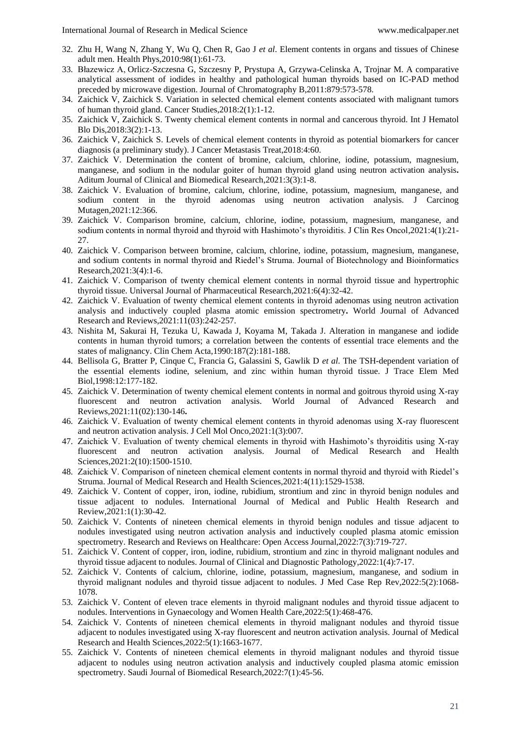32. Zhu H, Wang N, Zhang Y, Wu Q, Chen R, Gao J *et al*. Element contents in organs and tissues of Chinese adult men. Health Phys,2010:98(1):61-73.
33. Błazewicz A, Orlicz-Szczesna G, Szczesny P, Prystupa A, Grzywa-Celinska A, Trojnar M. A comparative analytical assessment of iodides in healthy and pathological human thyroids based on IC-PAD method preceded by microwave digestion. Journal of Chromatography B,2011:879:573-578.
34. Zaichick V, Zaichick S. Variation in selected chemical element contents associated with malignant tumors of human thyroid gland. Cancer Studies,2018:2(1):1-12.
35. Zaichick V, Zaichick S. Twenty chemical element contents in normal and cancerous thyroid. Int J Hematol Blo Dis,2018:3(2):1-13.
36. Zaichick V, Zaichick S. Levels of chemical element contents in thyroid as potential biomarkers for cancer diagnosis (a preliminary study). J Cancer Metastasis Treat,2018:4:60.
37. Zaichick V. Determination the content of bromine, calcium, chlorine, iodine, potassium, magnesium, manganese, and sodium in the nodular goiter of human thyroid gland using neutron activation analysis**.** Aditum Journal of Clinical and Biomedical Research,2021:3(3):1-8.
38. Zaichick V. Evaluation of bromine, calcium, chlorine, iodine, potassium, magnesium, manganese, and sodium content in the thyroid adenomas using neutron activation analysis. J Carcinog Mutagen,2021:12:366.
39. Zaichick V. Comparison bromine, calcium, chlorine, iodine, potassium, magnesium, manganese, and sodium contents in normal thyroid and thyroid with Hashimoto's thyroiditis. J Clin Res Oncol,2021:4(1):21-27.
40. Zaichick V. Comparison between bromine, calcium, chlorine, iodine, potassium, magnesium, manganese, and sodium contents in normal thyroid and Riedel's Struma. Journal of Biotechnology and Bioinformatics Research,2021:3(4):1-6.
41. Zaichick V. Comparison of twenty chemical element contents in normal thyroid tissue and hypertrophic thyroid tissue. Universal Journal of Pharmaceutical Research,2021:6(4):32-42.
42. Zaichick V. Evaluation of twenty chemical element contents in thyroid adenomas using neutron activation analysis and inductively coupled plasma atomic emission spectrometry**.** World Journal of Advanced Research and Reviews,2021:11(03):242-257.
43. Nishita M, Sakurai H, Tezuka U, Kawada J, Koyama M, Takada J. Alteration in manganese and iodide contents in human thyroid tumors; a correlation between the contents of essential trace elements and the states of malignancy. Clin Chem Acta,1990:187(2):181-188.
44. Bellisola G, Bratter P, Cinque C, Francia G, Galassini S, Gawlik D *et al.* The TSH-dependent variation of the essential elements iodine, selenium, and zinc within human thyroid tissue. J Trace Elem Med Biol,1998:12:177-182.
45. Zaichick V. Determination of twenty chemical element contents in normal and goitrous thyroid using X-ray fluorescent and neutron activation analysis. World Journal of Advanced Research and Reviews,2021:11(02):130-146**.**
46. Zaichick V. Evaluation of twenty chemical element contents in thyroid adenomas using X-ray fluorescent and neutron activation analysis. J Cell Mol Onco,2021:1(3):007.
47. Zaichick V. Evaluation of twenty chemical elements in thyroid with Hashimoto's thyroiditis using X-ray fluorescent and neutron activation analysis. Journal of Medical Research and Health Sciences,2021:2(10):1500-1510.
48. Zaichick V. Comparison of nineteen chemical element contents in normal thyroid and thyroid with Riedel's Struma. Journal of Medical Research and Health Sciences,2021:4(11):1529-1538.
49. Zaichick V. Content of copper, iron, iodine, rubidium, strontium and zinc in thyroid benign nodules and tissue adjacent to nodules. International Journal of Medical and Public Health Research and Review,2021:1(1):30-42.
50. Zaichick V. Contents of nineteen chemical elements in thyroid benign nodules and tissue adjacent to nodules investigated using neutron activation analysis and inductively coupled plasma atomic emission spectrometry. Research and Reviews on Healthcare: Open Access Journal,2022:7(3):719-727.
51. Zaichick V. Content of copper, iron, iodine, rubidium, strontium and zinc in thyroid malignant nodules and thyroid tissue adjacent to nodules. Journal of Clinical and Diagnostic Pathology,2022:1(4):7-17.
52. Zaichick V. Contents of calcium, chlorine, iodine, potassium, magnesium, manganese, and sodium in thyroid malignant nodules and thyroid tissue adjacent to nodules. J Med Case Rep Rev,2022:5(2):1068-1078.
53. Zaichick V. Content of eleven trace elements in thyroid malignant nodules and thyroid tissue adjacent to nodules. Interventions in Gynaecology and Women Health Care,2022:5(1):468-476.
54. Zaichick V. Contents of nineteen chemical elements in thyroid malignant nodules and thyroid tissue adjacent to nodules investigated using X-ray fluorescent and neutron activation analysis. Journal of Medical Research and Health Sciences,2022:5(1):1663-1677.
55. Zaichick V. Contents of nineteen chemical elements in thyroid malignant nodules and thyroid tissue adjacent to nodules using neutron activation analysis and inductively coupled plasma atomic emission spectrometry. Saudi Journal of Biomedical Research,2022:7(1):45-56.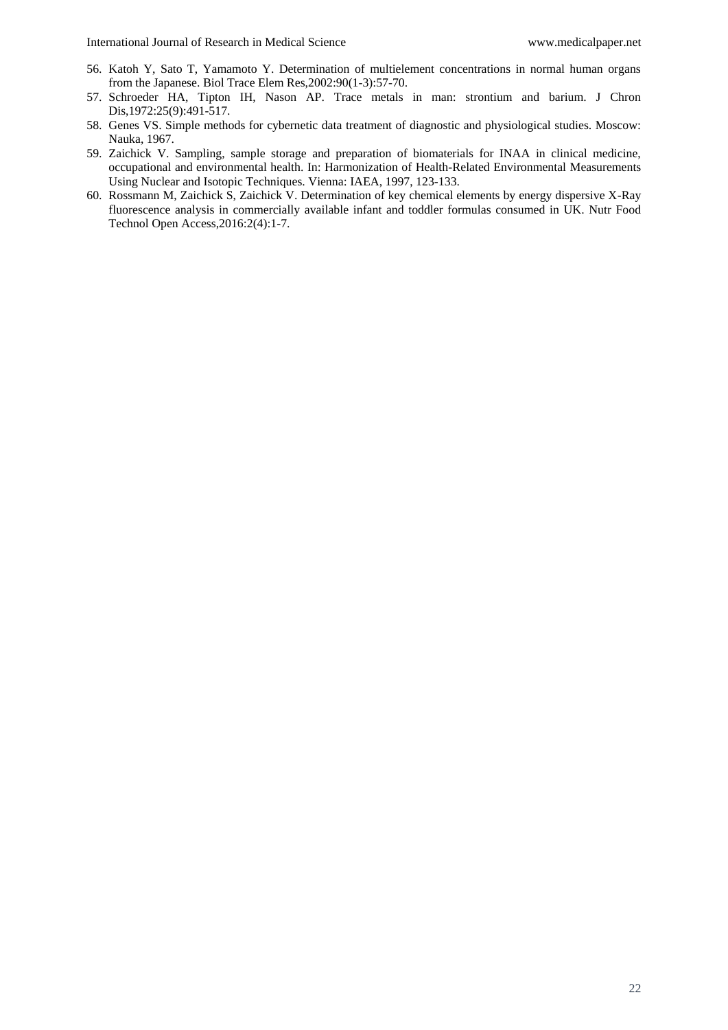56. Katoh Y, Sato T, Yamamoto Y. Determination of multielement concentrations in normal human organs from the Japanese. Biol Trace Elem Res,2002:90(1-3):57-70.
57. Schroeder HA, Tipton IH, Nason AP. Trace metals in man: strontium and barium. J Chron Dis,1972:25(9):491-517.
58. Genes VS. Simple methods for cybernetic data treatment of diagnostic and physiological studies. Moscow: Nauka, 1967.
59. Zaichick V. Sampling, sample storage and preparation of biomaterials for INAA in clinical medicine, occupational and environmental health. In: Harmonization of Health-Related Environmental Measurements Using Nuclear and Isotopic Techniques. Vienna: IAEA, 1997, 123-133.
60. Rossmann M, Zaichick S, Zaichick V. Determination of key chemical elements by energy dispersive X-Ray fluorescence analysis in commercially available infant and toddler formulas consumed in UK. Nutr Food Technol Open Access,2016:2(4):1-7.